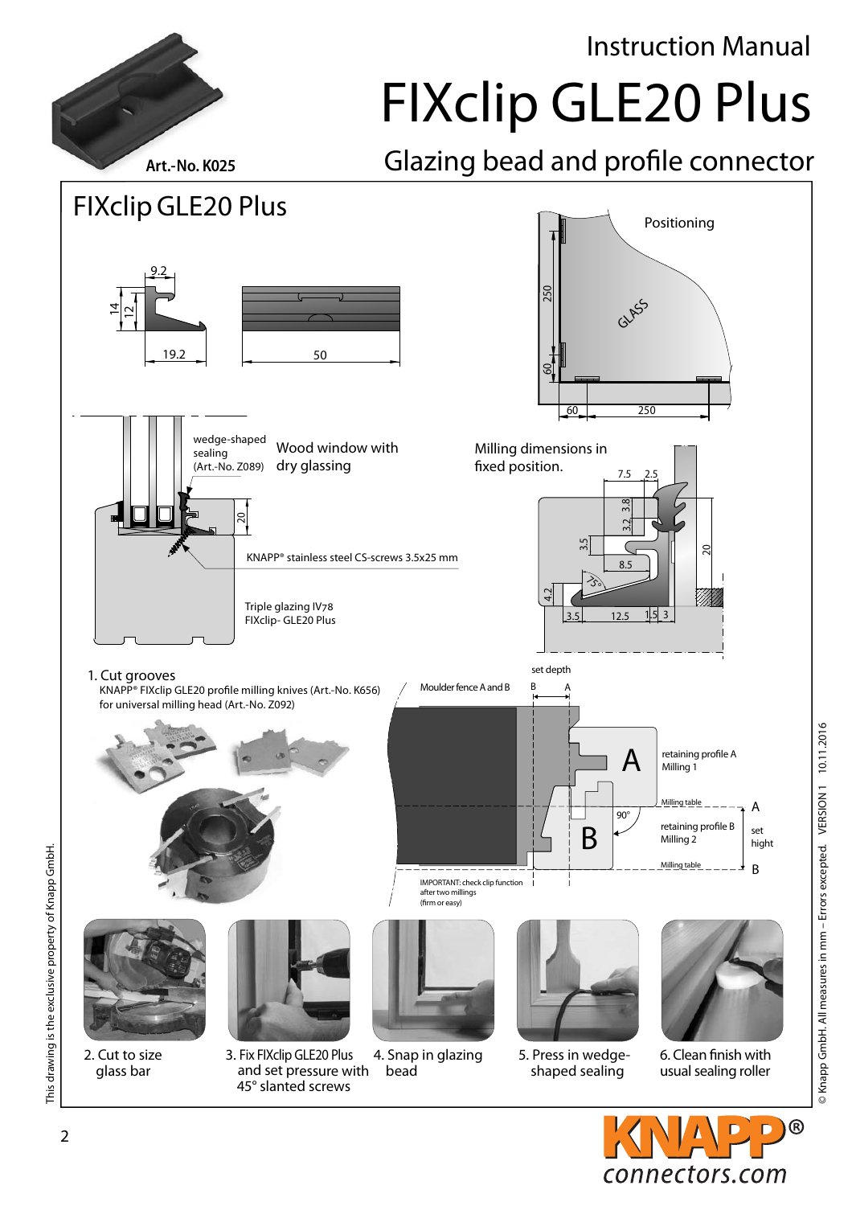# Instruction Manual

# FIXclip GLE20 Plus

## Glazing bead and profile connector

**Art.-No. K025**

## FIXclip GLE20 Plus

9.2
14
12
19.2
50

Positioning

250
60
GLASS
60
250

wedge-shaped sealing (Art.-No. Z089)

Wood window with dry glassing

20

KNAPP® stainless steel CS-screws 3.5x25 mm

Triple glazing IV78
FIXclip- GLE20 Plus

Milling dimensions in fixed position.

7.5 2.5 3.8 3.2 3.5 8.5 20 75° 4.2 3.5 12.5 1.5 3

1. Cut grooves
KNAPP® FIXclip GLE20 profile milling knives (Art.-No. K656) for universal milling head (Art.-No. Z092)

set depth
Moulder fence A and B
B A

retaining profile A
Milling 1

Milling table

90°

retaining profile B
Milling 2

set hight

Milling table

IMPORTANT: check clip function after two millings (firm or easy)

2. Cut to size glass bar

3. Fix FIXclip GLE20 Plus and set pressure with 45° slanted screws

4. Snap in glazing bead

5. Press in wedge-shaped sealing

6. Clean finish with usual sealing roller

This drawing is the exclusive property of Knapp GmbH.

© Knapp GmbH. All measures in mm – Errors excepted. VERSION 1 10.11.2016

KNAPP®
connectors.com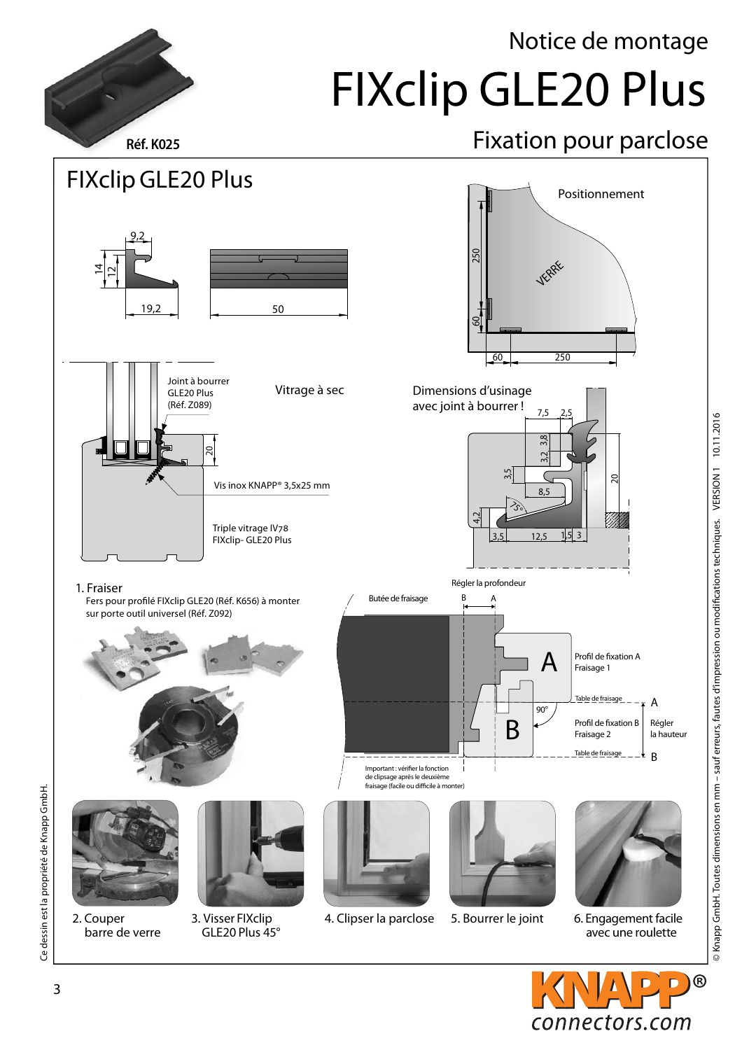# Notice de montage

# FIXclip GLE20 Plus

## Fixation pour parclose

**Réf. K025**

## FIXclip GLE20 Plus

9,2

14

12

19,2

50

Positionnement

250

60

VERRE

60

250

Joint à bourrer GLE20 Plus (Réf. Z089)

Vitrage à sec

20

Vis inox KNAPP® 3,5x25 mm

Triple vitrage IV78 FIXclip- GLE20 Plus

Dimensions d'usinage avec joint à bourrer !

7,5 2,5

3,8

3,2

3,5

20

8,5

75°

4,2

3,5 12,5 1,5 3

1. Fraiser
   Fers pour profilé FIXclip GLE20 (Réf. K656) à monter sur porte outil universel (Réf. Z092)

Régler la profondeur

Butée de fraisage

B A

Profil de fixation A
Fraisage 1

Table de fraisage

A

90°

Profil de fixation B
Fraisage 2

Régler la hauteur

Table de fraisage

B

Important : vérifier la fonction de clipsage après le deuxième fraisage (facile ou difficile à monter)

2. Couper barre de verre

3. Visser FIXclip GLE20 Plus 45°

4. Clipser la parclose

5. Bourrer le joint

6. Engagement facile avec une roulette

Ce dessin est la propriété de Knapp GmbH.

© Knapp GmbH. Toutes dimensions en mm – sauf erreurs, fautes d'impression ou modifications techniques. VERSION 1 10.11.2016

KNAPP® connectors.com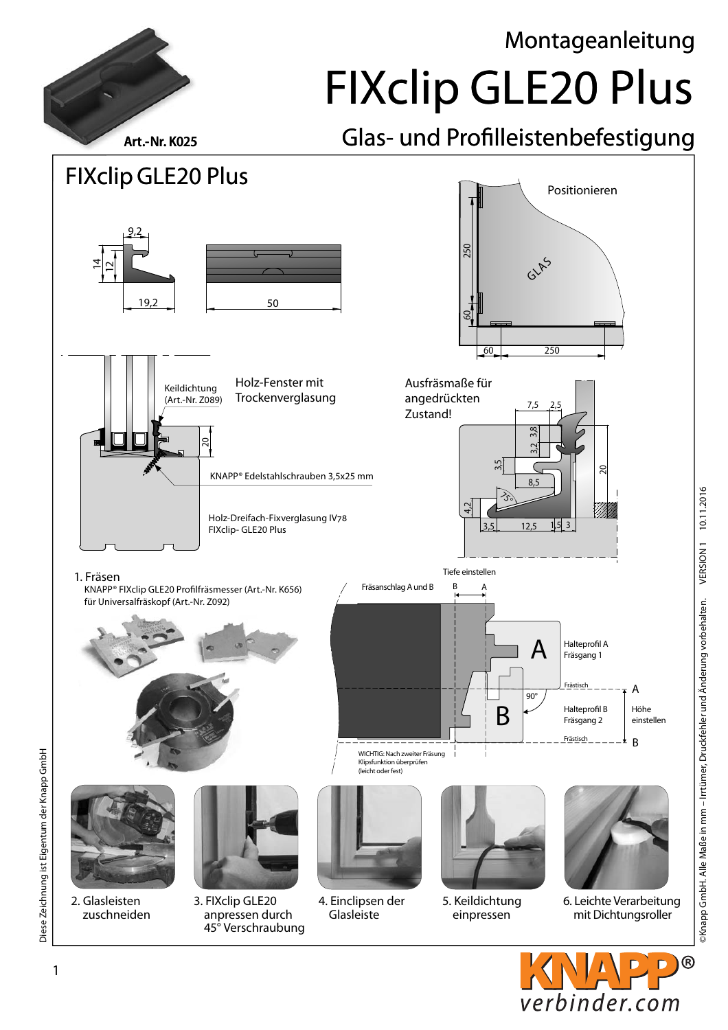# Montageanleitung

# FIXclip GLE20 Plus

## Glas- und Profilleistenbefestigung

**Art.-Nr. K025**

## FIXclip GLE20 Plus

9,2
14
12
19,2
50

Positionieren

250
60
60
250
GLAS

Keildichtung (Art.-Nr. Z089)

Holz-Fenster mit Trockenverglasung

20

KNAPP® Edelstahlschrauben 3,5x25 mm

Holz-Dreifach-Fixverglasung IV78
FIXclip- GLE20 Plus

Ausfräsmaße für angedrückten Zustand!

7,5
2,5
3,8
3,2
3,5
8,5
20
75°
4,2
3,5
12,5
1,5
3

1. Fräsen
KNAPP® FIXclip GLE20 Profilfräsmesser (Art.-Nr. K656) für Universalfräskopf (Art.-Nr. Z092)

Tiefe einstellen
Fräsanschlag A und B
B
A
A
Halteprofil A
Fräsgang 1
Frästisch
A
90°
B
Halteprofil B
Fräsgang 2
Höhe einstellen
Frästisch
B

WICHTIG: Nach zweiter Fräsung Klipsfunktion überprüfen (leicht oder fest)

2. Glasleisten zuschneiden

3. FIXclip GLE20 anpressen durch 45° Verschraubung

4. Einclipsen der Glasleiste

5. Keildichtung einpressen

6. Leichte Verarbeitung mit Dichtungsroller

Diese Zeichnung ist Eigentum der Knapp GmbH

©Knapp GmbH. Alle Maße in mm – Irrtümer, Druckfehler und Änderung vorbehalten. VERSION 1 10.11.2016

KNAPP®
verbinder.com